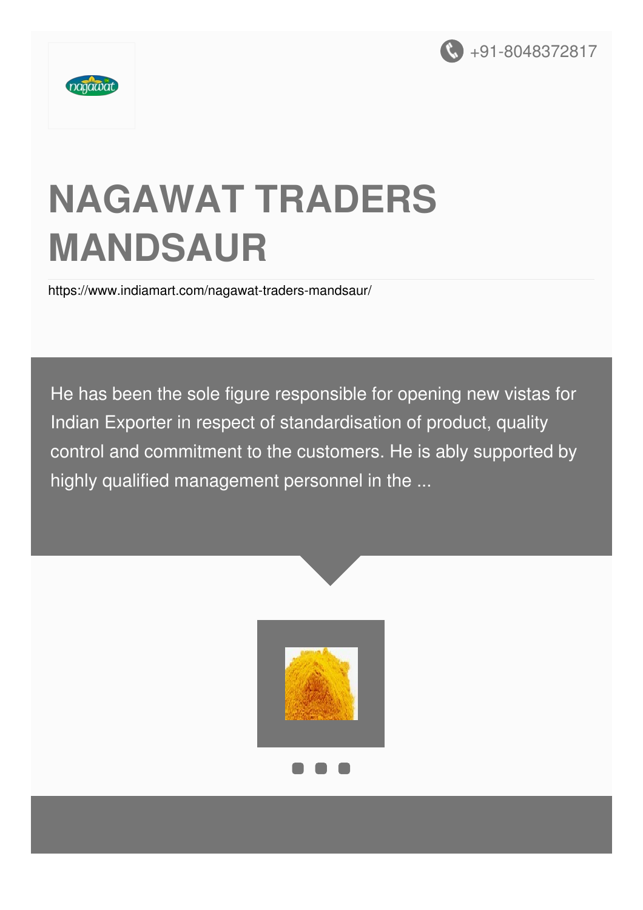+91-8048372817

# NAGAWAT TRADERS MANDSAUR

https://www.indiamart.com/nagawat-traders-mandsaur/

He has been the sole figure responsible for opening new vistas for Indian Exporter in respect of standardisation of product, quality control and commitment to the customers. He is ably supported by highly qualified management personnel in the ...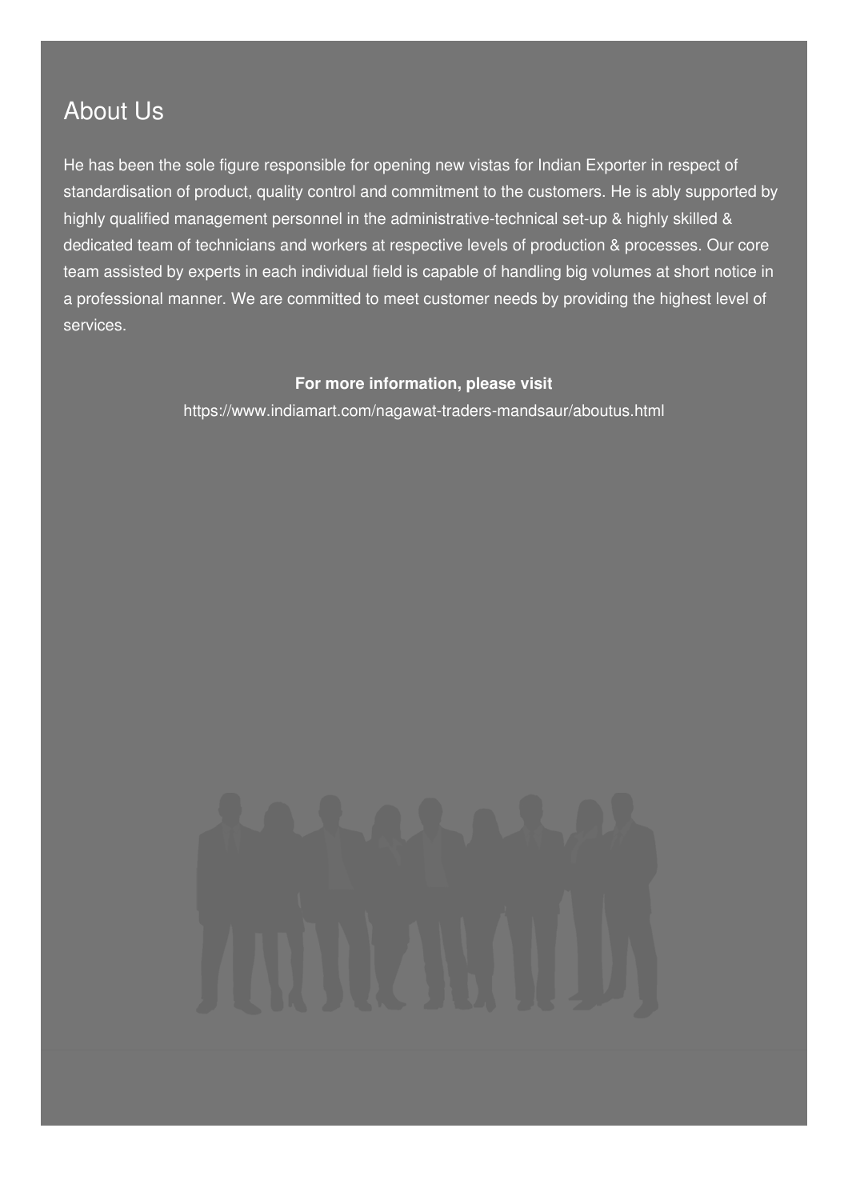## About Us

He has been the sole figure responsible for opening new vistas for Indian Exporter in respect of standardisation of product, quality control and commitment to the customers. He is ably supported by highly qualified management personnel in the administrative-technical set-up & highly skilled & dedicated team of technicians and workers at respective levels of production & processes. Our core team assisted by experts in each individual field is capable of handling big volumes at short notice in a professional manner. We are committed to meet customer needs by providing the highest level of services.

**For more information, please visit**

https://www.indiamart.com/nagawat-traders-mandsaur/aboutus.html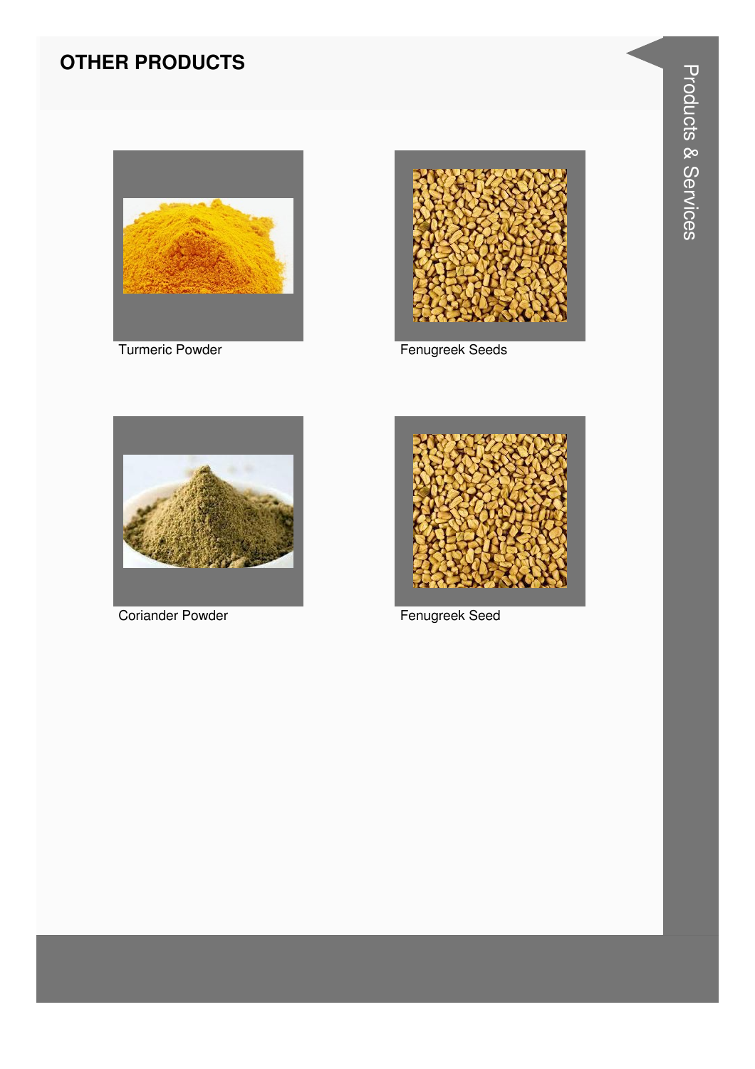## OTHER PRODUCTS

Turmeric Powder

Fenugreek Seeds

Coriander Powder

Fenugreek Seed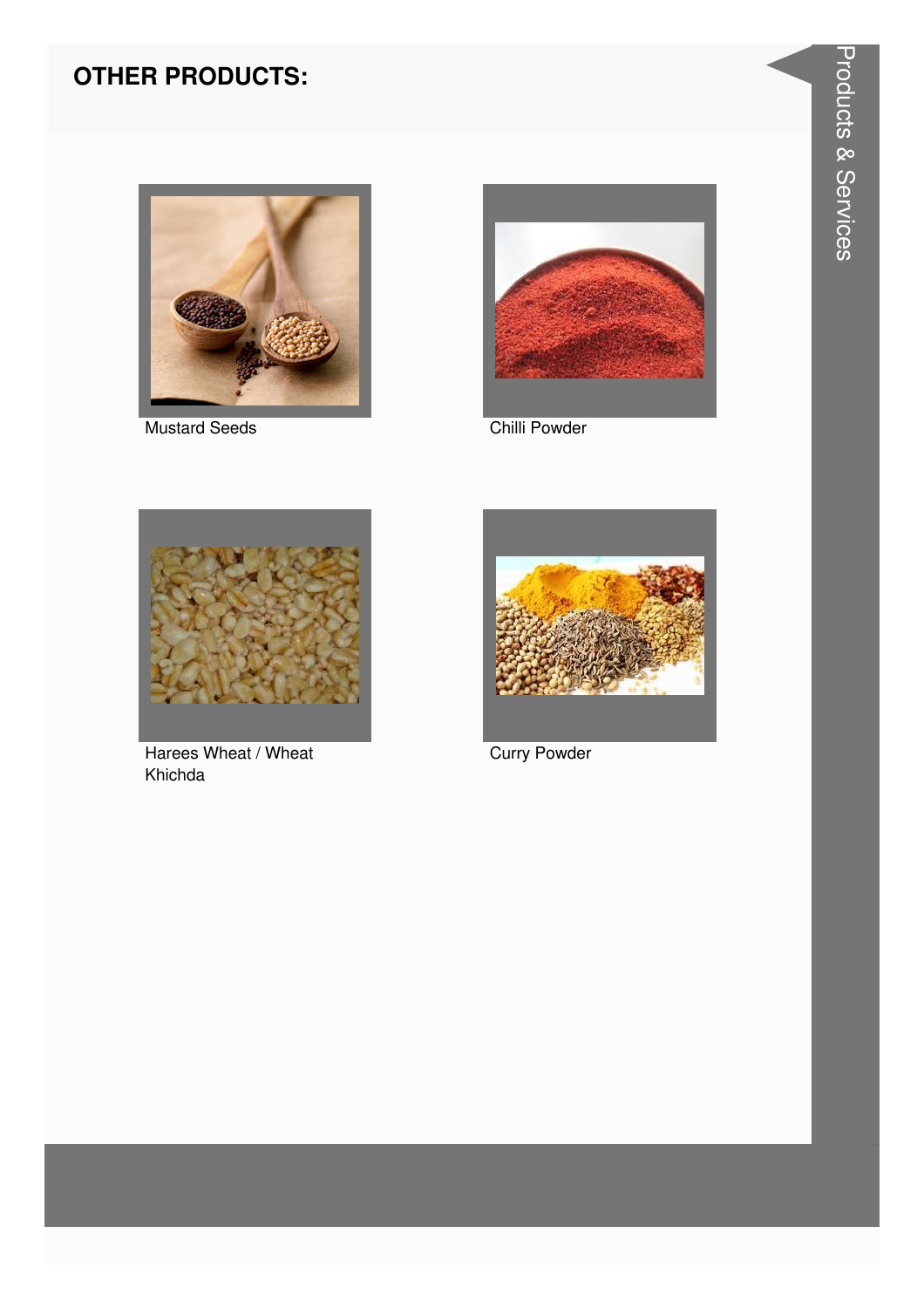## OTHER PRODUCTS:

Mustard Seeds

Chilli Powder

Harees Wheat / Wheat Khichda

Curry Powder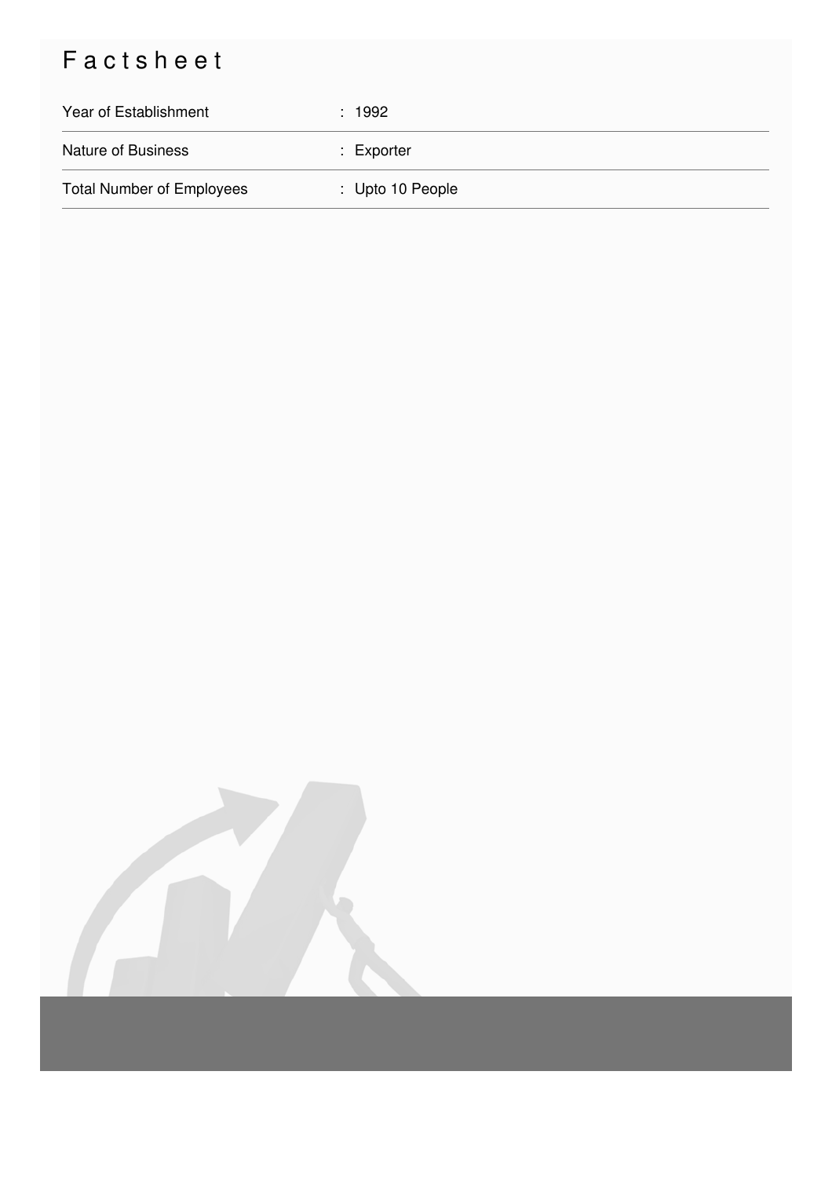# Factsheet

| | |
|---|---|
| Year of Establishment | : 1992 |
| Nature of Business | : Exporter |
| Total Number of Employees | : Upto 10 People |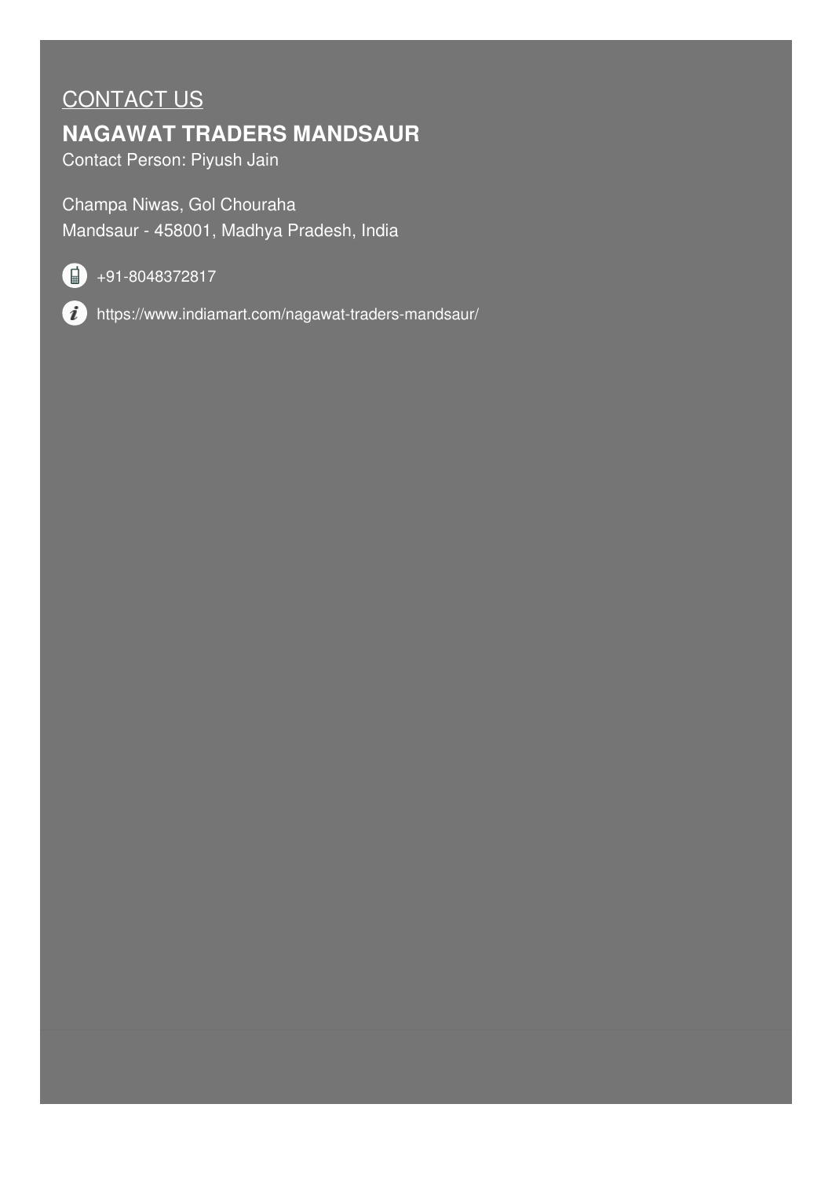## CONTACT US

### NAGAWAT TRADERS MANDSAUR

Contact Person: Piyush Jain

Champa Niwas, Gol Chouraha
Mandsaur - 458001, Madhya Pradesh, India

+91-8048372817

https://www.indiamart.com/nagawat-traders-mandsaur/